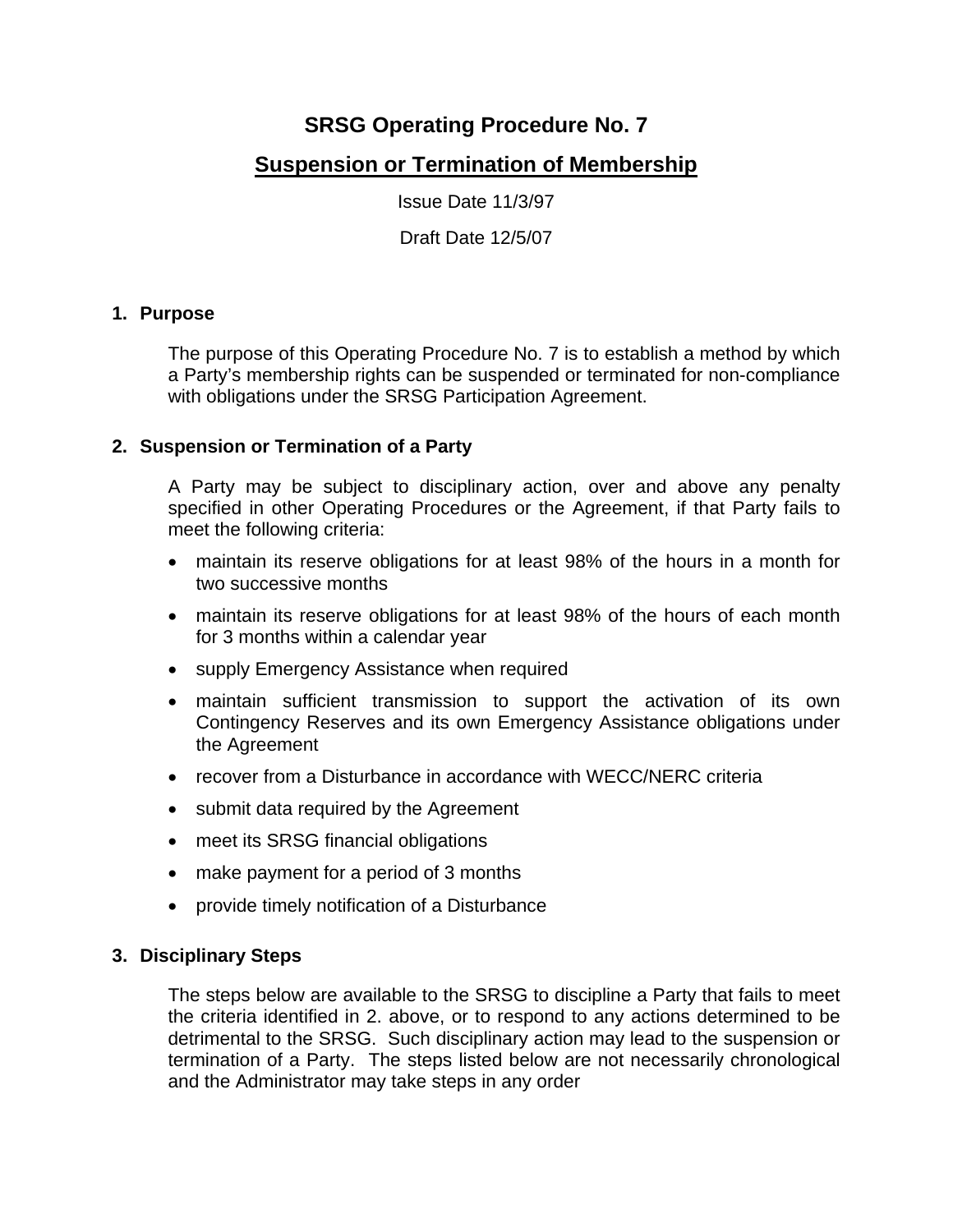# SRSG Operating Procedure No. 7

## Suspension or Termination of Membership

Issue Date 11/3/97

Draft Date 12/5/07

### 1. Purpose

The purpose of this Operating Procedure No. 7 is to establish a method by which a Party's membership rights can be suspended or terminated for non-compliance with obligations under the SRSG Participation Agreement.

### 2. Suspension or Termination of a Party

A Party may be subject to disciplinary action, over and above any penalty specified in other Operating Procedures or the Agreement, if that Party fails to meet the following criteria:

- maintain its reserve obligations for at least 98% of the hours in a month for two successive months
- maintain its reserve obligations for at least 98% of the hours of each month for 3 months within a calendar year
- supply Emergency Assistance when required
- maintain sufficient transmission to support the activation of its own Contingency Reserves and its own Emergency Assistance obligations under the Agreement
- recover from a Disturbance in accordance with WECC/NERC criteria
- submit data required by the Agreement
- meet its SRSG financial obligations
- make payment for a period of 3 months
- provide timely notification of a Disturbance

### 3. Disciplinary Steps

The steps below are available to the SRSG to discipline a Party that fails to meet the criteria identified in 2. above, or to respond to any actions determined to be detrimental to the SRSG. Such disciplinary action may lead to the suspension or termination of a Party. The steps listed below are not necessarily chronological and the Administrator may take steps in any order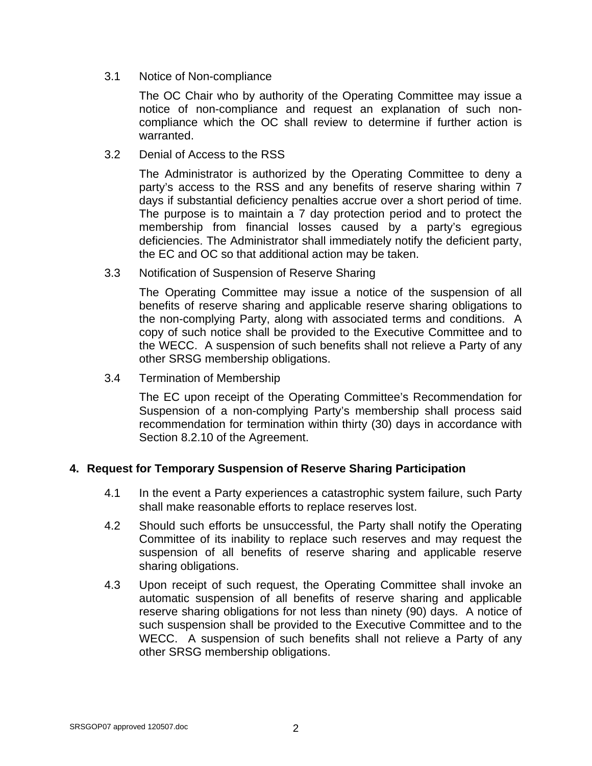3.1 Notice of Non-compliance

The OC Chair who by authority of the Operating Committee may issue a notice of non-compliance and request an explanation of such non-compliance which the OC shall review to determine if further action is warranted.

3.2 Denial of Access to the RSS

The Administrator is authorized by the Operating Committee to deny a party's access to the RSS and any benefits of reserve sharing within 7 days if substantial deficiency penalties accrue over a short period of time. The purpose is to maintain a 7 day protection period and to protect the membership from financial losses caused by a party's egregious deficiencies. The Administrator shall immediately notify the deficient party, the EC and OC so that additional action may be taken.

3.3 Notification of Suspension of Reserve Sharing

The Operating Committee may issue a notice of the suspension of all benefits of reserve sharing and applicable reserve sharing obligations to the non-complying Party, along with associated terms and conditions. A copy of such notice shall be provided to the Executive Committee and to the WECC. A suspension of such benefits shall not relieve a Party of any other SRSG membership obligations.

3.4 Termination of Membership

The EC upon receipt of the Operating Committee's Recommendation for Suspension of a non-complying Party's membership shall process said recommendation for termination within thirty (30) days in accordance with Section 8.2.10 of the Agreement.

## 4. Request for Temporary Suspension of Reserve Sharing Participation

4.1 In the event a Party experiences a catastrophic system failure, such Party shall make reasonable efforts to replace reserves lost.

4.2 Should such efforts be unsuccessful, the Party shall notify the Operating Committee of its inability to replace such reserves and may request the suspension of all benefits of reserve sharing and applicable reserve sharing obligations.

4.3 Upon receipt of such request, the Operating Committee shall invoke an automatic suspension of all benefits of reserve sharing and applicable reserve sharing obligations for not less than ninety (90) days. A notice of such suspension shall be provided to the Executive Committee and to the WECC. A suspension of such benefits shall not relieve a Party of any other SRSG membership obligations.